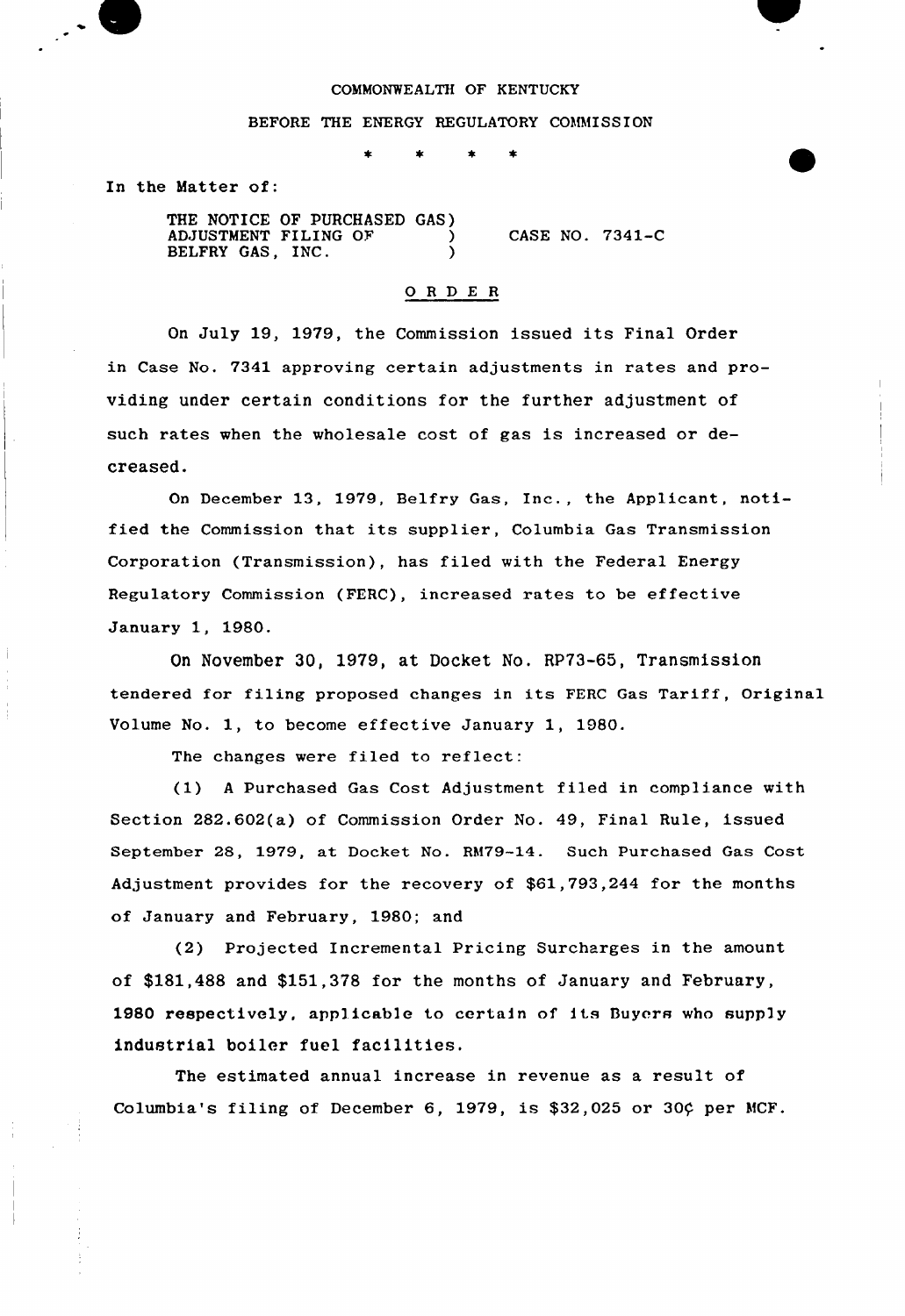COMMONWEALTH OF KENTUCKY

BEFORE THE ENERGY REGULATORY COMMISSION

\* \* \* \*

In the Matter of:

THE NOTICE OF PURCHASED GAS ADJUSTMENT FILING OF BELFRY GAS, INC. ) CASE NO. 7341-C

## ORDER

On July 19, 1979, the Commission issued its Final Order in Case No. 7341 approving certain adjustments in rates and providing under certain conditions for the further adjustment of such rates when the wholesale cost of gas is increased or decreased.

On December 13, 1979, Belfry Gas, Inc., the Applicant, notified the Commission that its supplier, Columbia Gas Transmission Corporation (Transmission), has filed with the Federal Energy Regulatory Commission (FERC), increased rates to be effective January 1, 1980.

On November 30, 1979, at Docket No. RP73-65, Transmission tendered for filing proposed changes in its FERC Gas Tariff, Original Volume No. 1, to become effective January 1, 1980.

The changes were filed to reflect:

(1) A Purchased Gas Cost Adjustment filed in compliance with Section 282.602(a) of Commission Order No. 49, Final Rule, issued September 28, 1979, at Docket No. RM79-14. Such Purchased Gas Cost Adjustment provides for the recovery of $61,793,244 for the months of January and February, 1980; and

(2) Projected Incremental Pricing Surcharges in the amount of $181,488 and $151,378 for the months of January and February, 1980 respectively, applicable to certain of its Buyers who supply industrial boiler fuel facilities.

The estimated annual increase in revenue as a result of Columbia's filing of December 6, 1979, is $32,025 or 30¢ per MCF.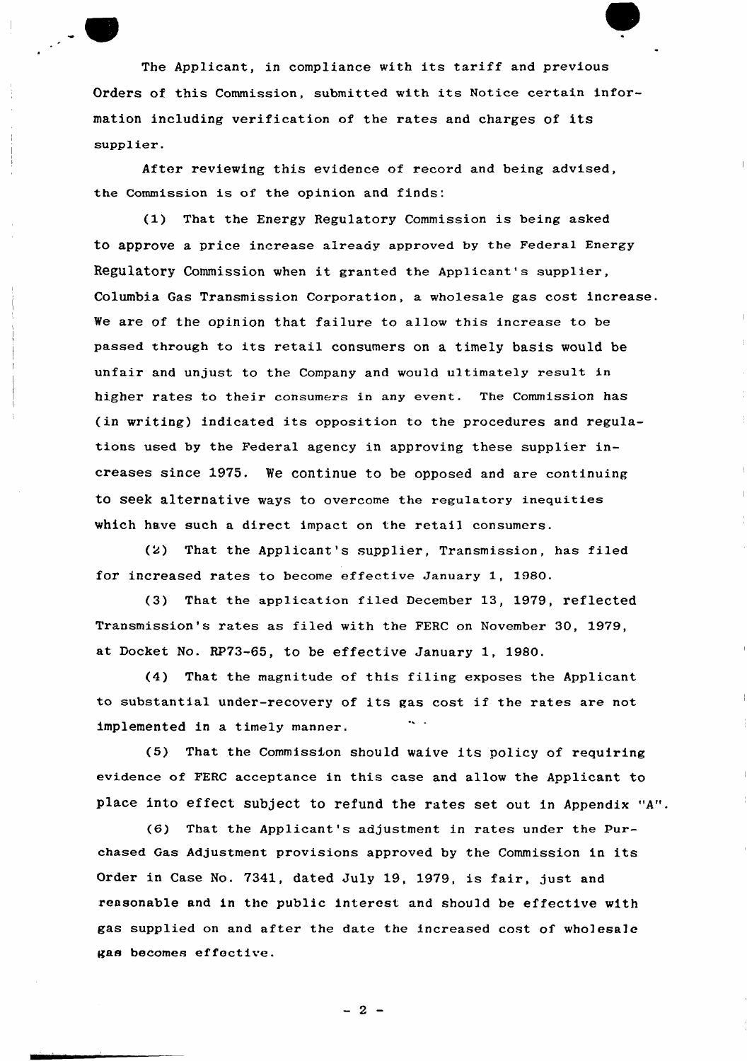The Applicant, in compliance with its tariff and previous Orders of this Commission, submitted with its Notice certain information including verification of the rates and charges of its supplier.

After reviewing this evidence of record and being advised, the Commission is of the opinion and finds:

(1) That the Energy Regulatory Commission is being asked to approve a price increase already approved by the Federal Energy Regulatory Commission when it granted the Applicant's supplier, Columbia Gas Transmission Corporation, a wholesale gas cost increase. We are of the opinion that failure to allow this increase to be passed through to its retail consumers on a timely basis would be unfair and unjust to the Company and would ultimately result in higher rates to their consumers in any event. The Commission has (in writing) indicated its opposition to the procedures and regulations used by the Federal agency in approving these supplier increases since 1975. We continue to be opposed and are continuing to seek alternative ways to overcome the regulatory inequities which have such a direct impact on the retail consumers.

(2) That the Applicant's supplier, Transmission, has filed for increased rates to become effective January 1, 1980.

(3) That the application filed December 13, 1979, reflected Transmission's rates as filed with the FERC on November 30, 1979, at Docket No. RP73-65, to be effective January 1, 1980.

(4) That the magnitude of this filing exposes the Applicant to substantial under-recovery of its gas cost if the rates are not implemented in a timely manner.

(5) That the Commission should waive its policy of requiring evidence of FERC acceptance in this case and allow the Applicant to place into effect subject to refund the rates set out in Appendix "A".

(6) That the Applicant's adjustment in rates under the Purchased Gas Adjustment provisions approved by the Commission in its Order in Case No. 7341, dated July 19, 1979, is fair, just and reasonable and in the public interest and should be effective with gas supplied on and after the date the increased cost of wholesale gas becomes effective.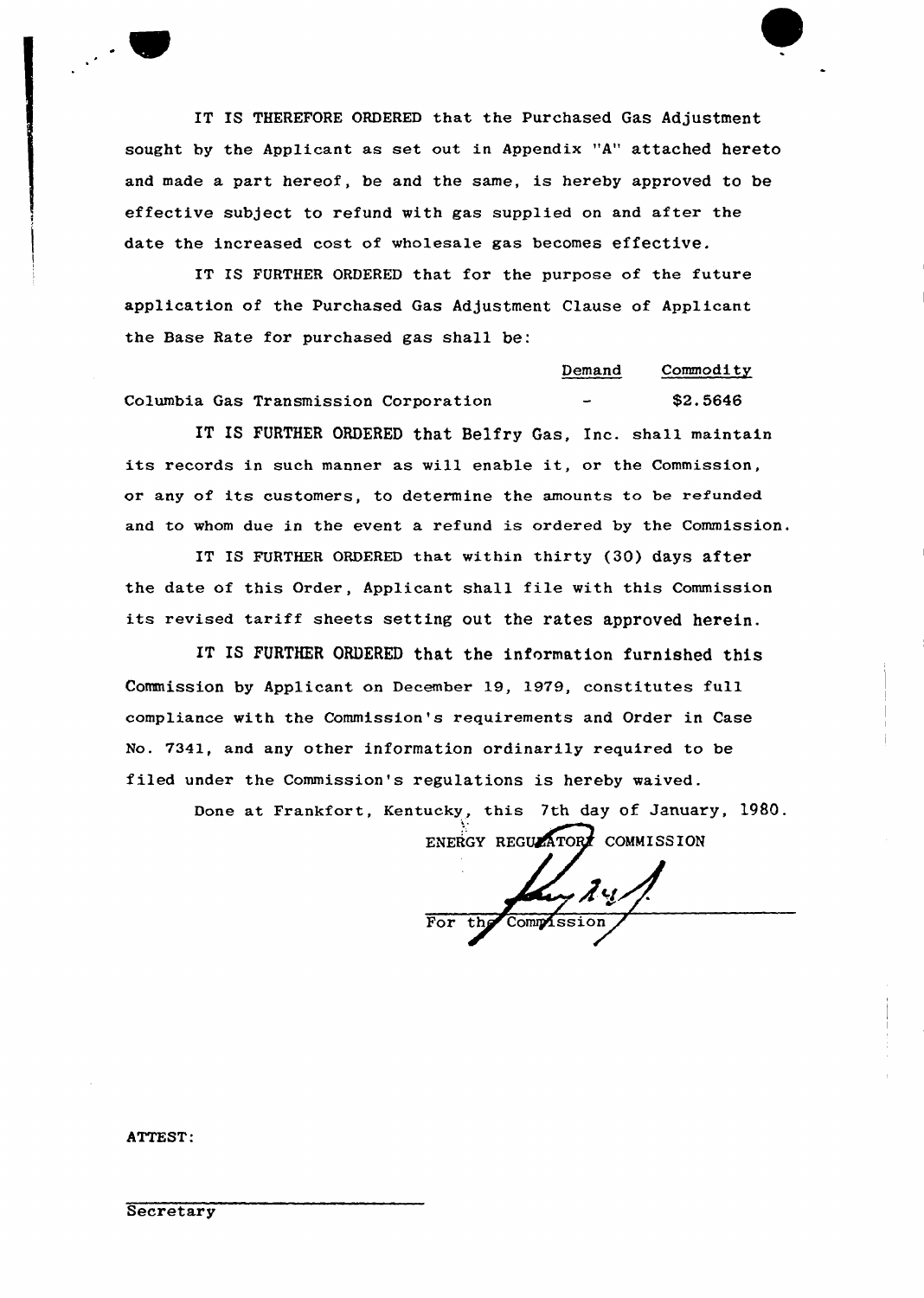IT IS THEREFORE ORDERED that the Purchased Gas Adjustment sought by the Applicant as set out in Appendix "A" attached hereto and made a part hereof, be and the same, is hereby approved to be effective subject to refund with gas supplied on and after the date the increased cost of wholesale gas becomes effective.

IT IS FURTHER ORDERED that for the purpose of the future application of the Purchased Gas Adjustment Clause of Applicant the Base Rate for purchased gas shall be:

| | Demand | Commodity |
|---|---|---|
| Columbia Gas Transmission Corporation | - | $2.5646 |

IT IS FURTHER ORDERED that Belfry Gas, Inc. shall maintain its records in such manner as will enable it, or the Commission, or any of its customers, to determine the amounts to be refunded and to whom due in the event a refund is ordered by the Commission.

IT IS FURTHER ORDERED that within thirty (30) days after the date of this Order, Applicant shall file with this Commission its revised tariff sheets setting out the rates approved herein.

IT IS FURTHER ORDERED that the information furnished this Commission by Applicant on December 19, 1979, constitutes full compliance with the Commission's requirements and Order in Case No. 7341, and any other information ordinarily required to be filed under the Commission's regulations is hereby waived.

Done at Frankfort, Kentucky, this 7th day of January, 1980.

ENERGY REGULATORY COMMISSION

For the Commission

ATTEST:

Secretary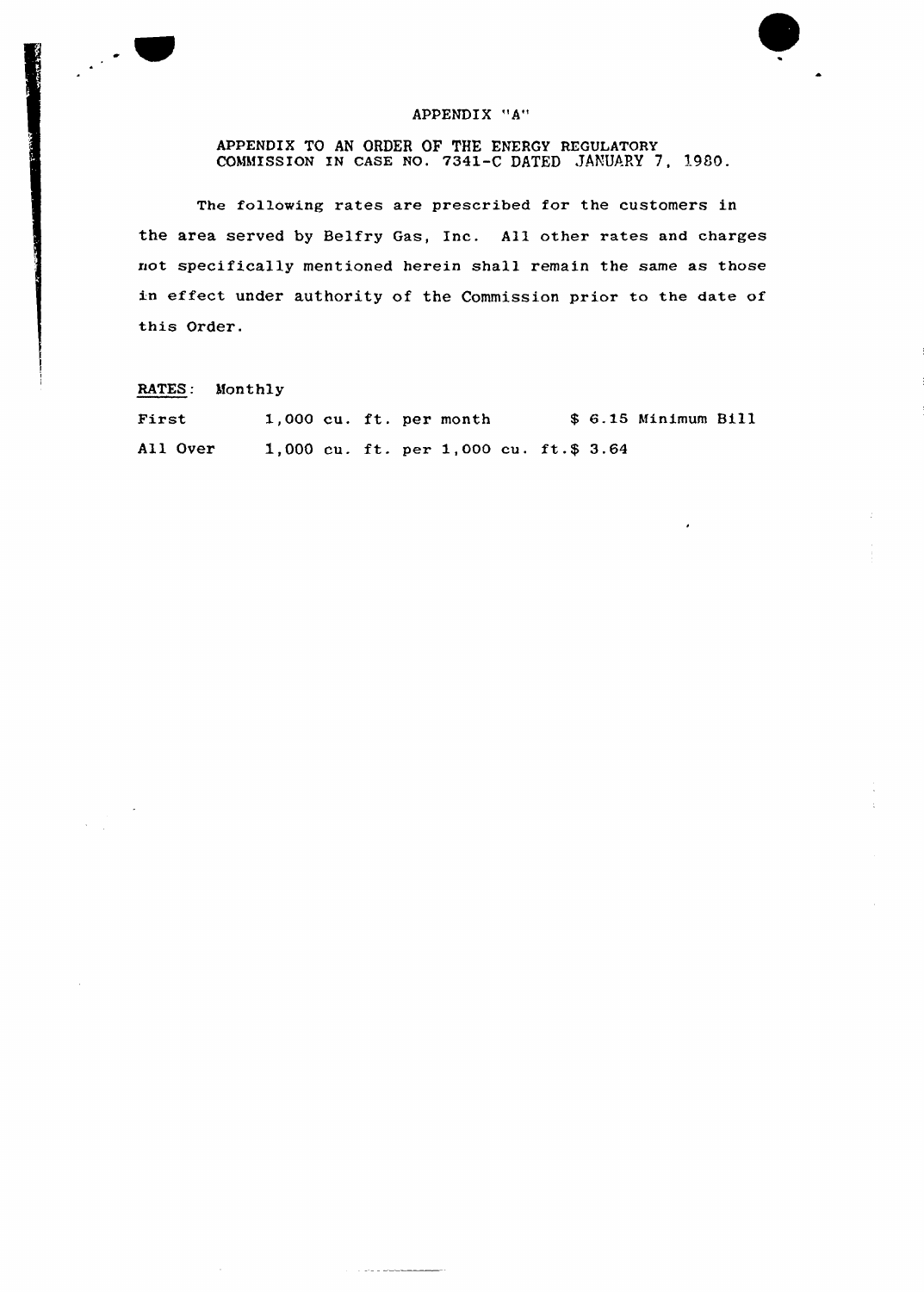# APPENDIX "A"

APPENDIX TO AN ORDER OF THE ENERGY REGULATORY COMMISSION IN CASE NO. 7341-C DATED JANUARY 7, 1980.

The following rates are prescribed for the customers in the area served by Belfry Gas, Inc. All other rates and charges not specifically mentioned herein shall remain the same as those in effect under authority of the Commission prior to the date of this Order.

**RATES:** Monthly

| | | |
|---|---|---|
| First | 1,000 cu. ft. per month | $ 6.15 Minimum Bill |
| All Over | 1,000 cu. ft. per 1,000 cu. ft. | $ 3.64 |